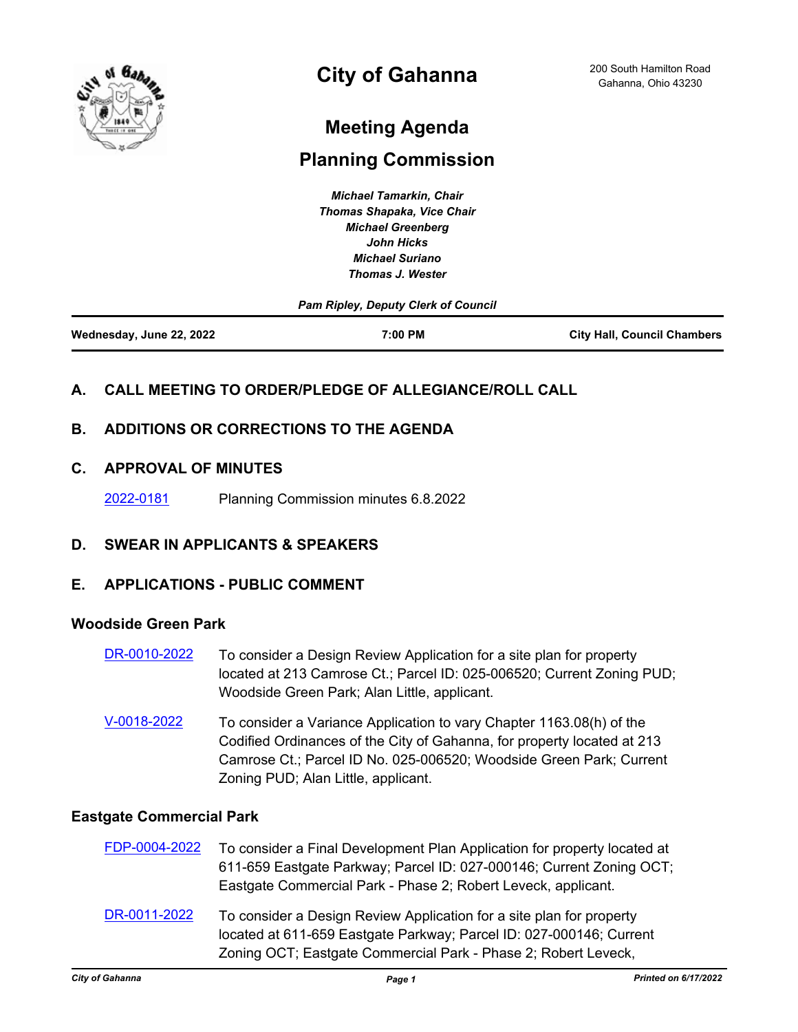# City of Gahanna

200 South Hamilton Road
Gahanna, Ohio 43230

## Meeting Agenda

## Planning Commission

*Michael Tamarkin, Chair*
*Thomas Shapaka, Vice Chair*
*Michael Greenberg*
*John Hicks*
*Michael Suriano*
*Thomas J. Wester*

*Pam Ripley, Deputy Clerk of Council*

**Wednesday, June 22, 2022** | **7:00 PM** | **City Hall, Council Chambers**

### A. CALL MEETING TO ORDER/PLEDGE OF ALLEGIANCE/ROLL CALL

### B. ADDITIONS OR CORRECTIONS TO THE AGENDA

### C. APPROVAL OF MINUTES

2022-0181 Planning Commission minutes 6.8.2022

### D. SWEAR IN APPLICANTS & SPEAKERS

### E. APPLICATIONS - PUBLIC COMMENT

#### Woodside Green Park

DR-0010-2022 To consider a Design Review Application for a site plan for property located at 213 Camrose Ct.; Parcel ID: 025-006520; Current Zoning PUD; Woodside Green Park; Alan Little, applicant.

V-0018-2022 To consider a Variance Application to vary Chapter 1163.08(h) of the Codified Ordinances of the City of Gahanna, for property located at 213 Camrose Ct.; Parcel ID No. 025-006520; Woodside Green Park; Current Zoning PUD; Alan Little, applicant.

#### Eastgate Commercial Park

FDP-0004-2022 To consider a Final Development Plan Application for property located at 611-659 Eastgate Parkway; Parcel ID: 027-000146; Current Zoning OCT; Eastgate Commercial Park - Phase 2; Robert Leveck, applicant.

DR-0011-2022 To consider a Design Review Application for a site plan for property located at 611-659 Eastgate Parkway; Parcel ID: 027-000146; Current Zoning OCT; Eastgate Commercial Park - Phase 2; Robert Leveck,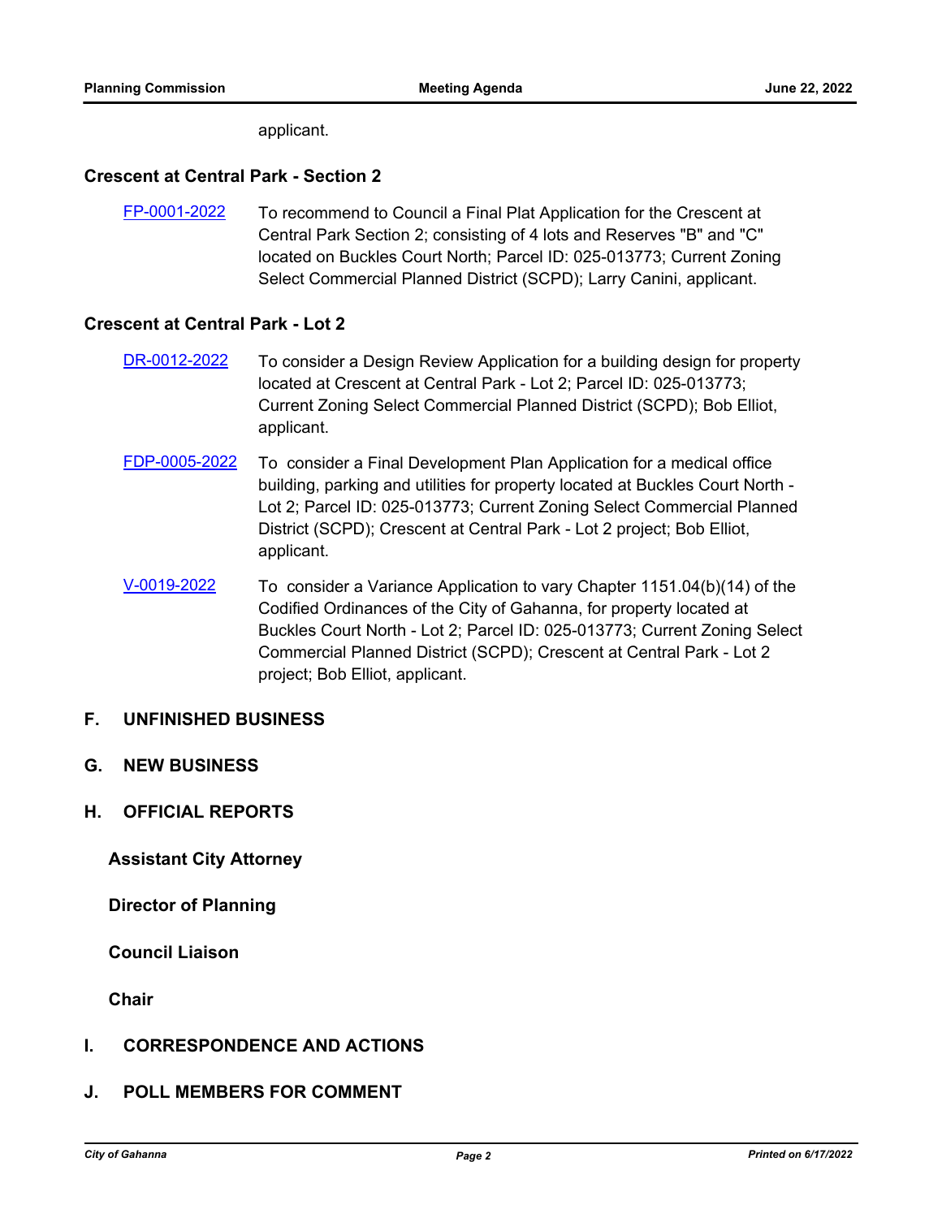applicant.

**Crescent at Central Park - Section 2**

FP-0001-2022 To recommend to Council a Final Plat Application for the Crescent at Central Park Section 2; consisting of 4 lots and Reserves "B" and "C" located on Buckles Court North; Parcel ID: 025-013773; Current Zoning Select Commercial Planned District (SCPD); Larry Canini, applicant.

**Crescent at Central Park - Lot 2**

DR-0012-2022 To consider a Design Review Application for a building design for property located at Crescent at Central Park - Lot 2; Parcel ID: 025-013773; Current Zoning Select Commercial Planned District (SCPD); Bob Elliot, applicant.

FDP-0005-2022 To consider a Final Development Plan Application for a medical office building, parking and utilities for property located at Buckles Court North - Lot 2; Parcel ID: 025-013773; Current Zoning Select Commercial Planned District (SCPD); Crescent at Central Park - Lot 2 project; Bob Elliot, applicant.

V-0019-2022 To consider a Variance Application to vary Chapter 1151.04(b)(14) of the Codified Ordinances of the City of Gahanna, for property located at Buckles Court North - Lot 2; Parcel ID: 025-013773; Current Zoning Select Commercial Planned District (SCPD); Crescent at Central Park - Lot 2 project; Bob Elliot, applicant.

## F. UNFINISHED BUSINESS

## G. NEW BUSINESS

## H. OFFICIAL REPORTS

**Assistant City Attorney**

**Director of Planning**

**Council Liaison**

**Chair**

## I. CORRESPONDENCE AND ACTIONS

## J. POLL MEMBERS FOR COMMENT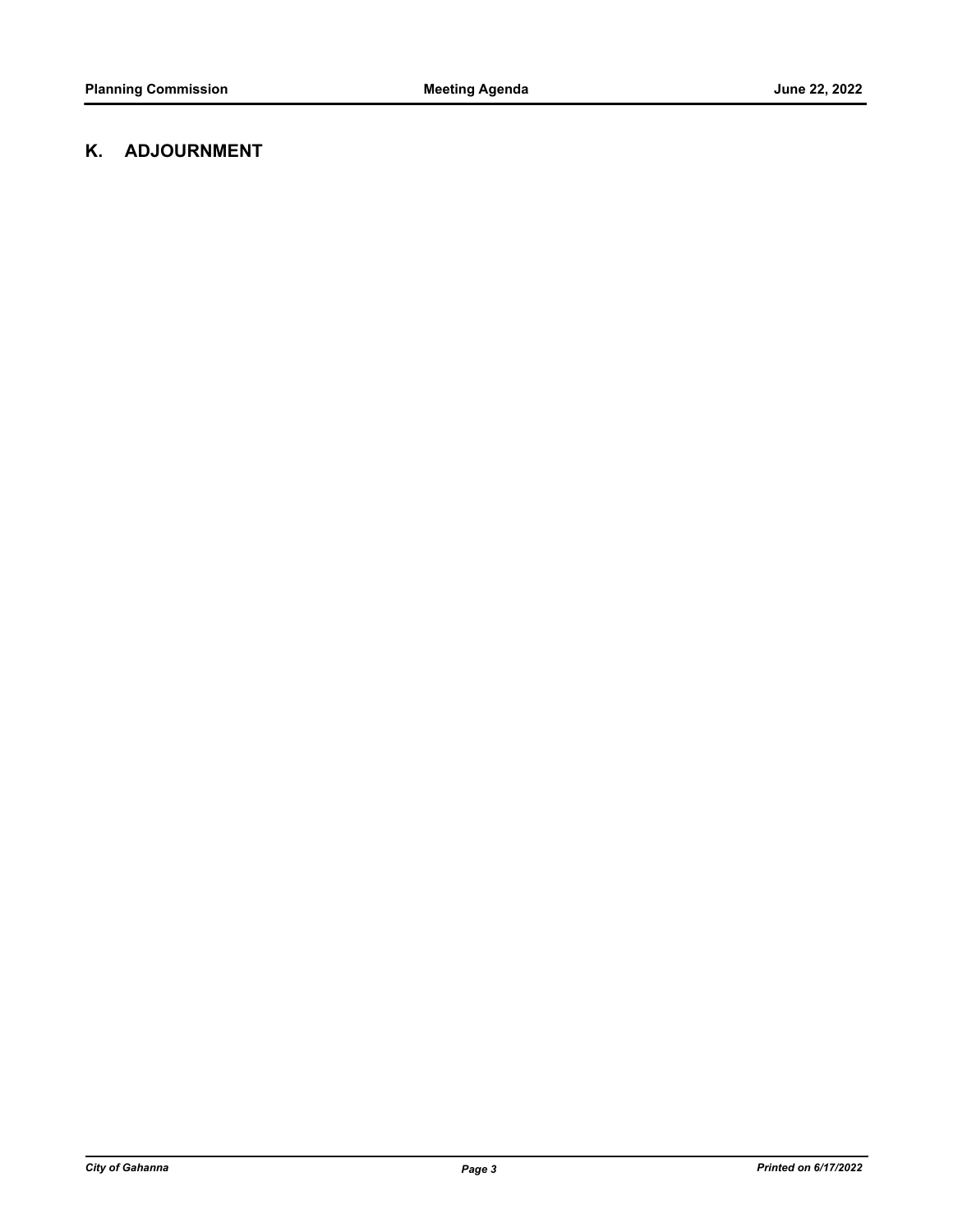## K. ADJOURNMENT